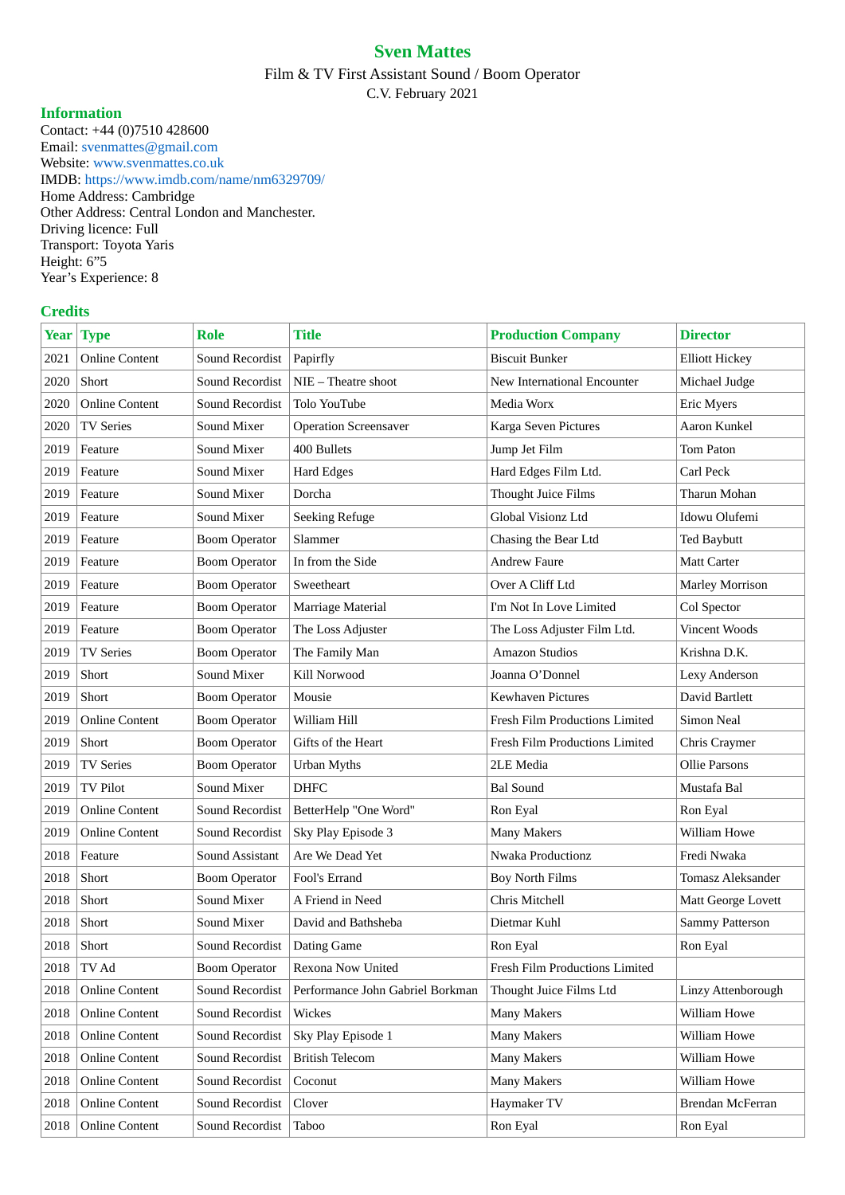# Sven Mattes

Film & TV First Assistant Sound / Boom Operator

C.V. February 2021

## Information

Contact: +44 (0)7510 428600
Email: svenmattes@gmail.com
Website: www.svenmattes.co.uk
IMDB: https://www.imdb.com/name/nm6329709/
Home Address: Cambridge
Other Address: Central London and Manchester.
Driving licence: Full
Transport: Toyota Yaris
Height: 6”5
Year’s Experience: 8

## Credits

| Year | Type | Role | Title | Production Company | Director |
|---|---|---|---|---|---|
| 2021 | Online Content | Sound Recordist | Papirfly | Biscuit Bunker | Elliott Hickey |
| 2020 | Short | Sound Recordist | NIE – Theatre shoot | New International Encounter | Michael Judge |
| 2020 | Online Content | Sound Recordist | Tolo YouTube | Media Worx | Eric Myers |
| 2020 | TV Series | Sound Mixer | Operation Screensaver | Karga Seven Pictures | Aaron Kunkel |
| 2019 | Feature | Sound Mixer | 400 Bullets | Jump Jet Film | Tom Paton |
| 2019 | Feature | Sound Mixer | Hard Edges | Hard Edges Film Ltd. | Carl Peck |
| 2019 | Feature | Sound Mixer | Dorcha | Thought Juice Films | Tharun Mohan |
| 2019 | Feature | Sound Mixer | Seeking Refuge | Global Visionz Ltd | Idowu Olufemi |
| 2019 | Feature | Boom Operator | Slammer | Chasing the Bear Ltd | Ted Baybutt |
| 2019 | Feature | Boom Operator | In from the Side | Andrew Faure | Matt Carter |
| 2019 | Feature | Boom Operator | Sweetheart | Over A Cliff Ltd | Marley Morrison |
| 2019 | Feature | Boom Operator | Marriage Material | I'm Not In Love Limited | Col Spector |
| 2019 | Feature | Boom Operator | The Loss Adjuster | The Loss Adjuster Film Ltd. | Vincent Woods |
| 2019 | TV Series | Boom Operator | The Family Man | Amazon Studios | Krishna D.K. |
| 2019 | Short | Sound Mixer | Kill Norwood | Joanna O’Donnel | Lexy Anderson |
| 2019 | Short | Boom Operator | Mousie | Kewhaven Pictures | David Bartlett |
| 2019 | Online Content | Boom Operator | William Hill | Fresh Film Productions Limited | Simon Neal |
| 2019 | Short | Boom Operator | Gifts of the Heart | Fresh Film Productions Limited | Chris Craymer |
| 2019 | TV Series | Boom Operator | Urban Myths | 2LE Media | Ollie Parsons |
| 2019 | TV Pilot | Sound Mixer | DHFC | Bal Sound | Mustafa Bal |
| 2019 | Online Content | Sound Recordist | BetterHelp "One Word" | Ron Eyal | Ron Eyal |
| 2019 | Online Content | Sound Recordist | Sky Play Episode 3 | Many Makers | William Howe |
| 2018 | Feature | Sound Assistant | Are We Dead Yet | Nwaka Productionz | Fredi Nwaka |
| 2018 | Short | Boom Operator | Fool's Errand | Boy North Films | Tomasz Aleksander |
| 2018 | Short | Sound Mixer | A Friend in Need | Chris Mitchell | Matt George Lovett |
| 2018 | Short | Sound Mixer | David and Bathsheba | Dietmar Kuhl | Sammy Patterson |
| 2018 | Short | Sound Recordist | Dating Game | Ron Eyal | Ron Eyal |
| 2018 | TV Ad | Boom Operator | Rexona Now United | Fresh Film Productions Limited | |
| 2018 | Online Content | Sound Recordist | Performance John Gabriel Borkman | Thought Juice Films Ltd | Linzy Attenborough |
| 2018 | Online Content | Sound Recordist | Wickes | Many Makers | William Howe |
| 2018 | Online Content | Sound Recordist | Sky Play Episode 1 | Many Makers | William Howe |
| 2018 | Online Content | Sound Recordist | British Telecom | Many Makers | William Howe |
| 2018 | Online Content | Sound Recordist | Coconut | Many Makers | William Howe |
| 2018 | Online Content | Sound Recordist | Clover | Haymaker TV | Brendan McFerran |
| 2018 | Online Content | Sound Recordist | Taboo | Ron Eyal | Ron Eyal |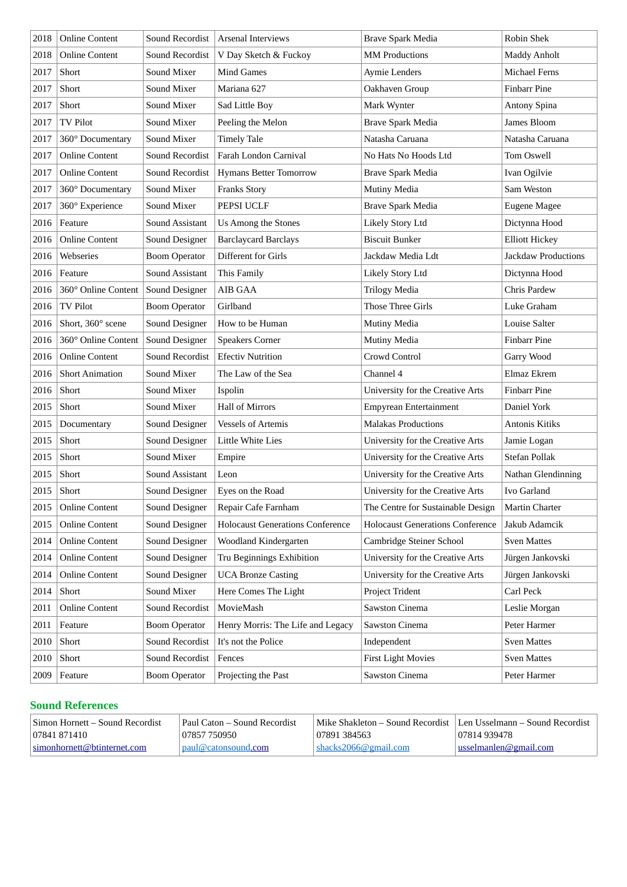| | | | | | |
|---|---|---|---|---|---|
| 2018 | Online Content | Sound Recordist | Arsenal Interviews | Brave Spark Media | Robin Shek |
| 2018 | Online Content | Sound Recordist | V Day Sketch & Fuckoy | MM Productions | Maddy Anholt |
| 2017 | Short | Sound Mixer | Mind Games | Aymie Lenders | Michael Ferns |
| 2017 | Short | Sound Mixer | Mariana 627 | Oakhaven Group | Finbarr Pine |
| 2017 | Short | Sound Mixer | Sad Little Boy | Mark Wynter | Antony Spina |
| 2017 | TV Pilot | Sound Mixer | Peeling the Melon | Brave Spark Media | James Bloom |
| 2017 | 360° Documentary | Sound Mixer | Timely Tale | Natasha Caruana | Natasha Caruana |
| 2017 | Online Content | Sound Recordist | Farah London Carnival | No Hats No Hoods Ltd | Tom Oswell |
| 2017 | Online Content | Sound Recordist | Hymans Better Tomorrow | Brave Spark Media | Ivan Ogilvie |
| 2017 | 360° Documentary | Sound Mixer | Franks Story | Mutiny Media | Sam Weston |
| 2017 | 360° Experience | Sound Mixer | PEPSI UCLF | Brave Spark Media | Eugene Magee |
| 2016 | Feature | Sound Assistant | Us Among the Stones | Likely Story Ltd | Dictynna Hood |
| 2016 | Online Content | Sound Designer | Barclaycard Barclays | Biscuit Bunker | Elliott Hickey |
| 2016 | Webseries | Boom Operator | Different for Girls | Jackdaw Media Ldt | Jackdaw Productions |
| 2016 | Feature | Sound Assistant | This Family | Likely Story Ltd | Dictynna Hood |
| 2016 | 360° Online Content | Sound Designer | AIB GAA | Trilogy Media | Chris Pardew |
| 2016 | TV Pilot | Boom Operator | Girlband | Those Three Girls | Luke Graham |
| 2016 | Short, 360° scene | Sound Designer | How to be Human | Mutiny Media | Louise Salter |
| 2016 | 360° Online Content | Sound Designer | Speakers Corner | Mutiny Media | Finbarr Pine |
| 2016 | Online Content | Sound Recordist | Efectiv Nutrition | Crowd Control | Garry Wood |
| 2016 | Short Animation | Sound Mixer | The Law of the Sea | Channel 4 | Elmaz Ekrem |
| 2016 | Short | Sound Mixer | Ispolin | University for the Creative Arts | Finbarr Pine |
| 2015 | Short | Sound Mixer | Hall of Mirrors | Empyrean Entertainment | Daniel York |
| 2015 | Documentary | Sound Designer | Vessels of Artemis | Malakas Productions | Antonis Kitiks |
| 2015 | Short | Sound Designer | Little White Lies | University for the Creative Arts | Jamie Logan |
| 2015 | Short | Sound Mixer | Empire | University for the Creative Arts | Stefan Pollak |
| 2015 | Short | Sound Assistant | Leon | University for the Creative Arts | Nathan Glendinning |
| 2015 | Short | Sound Designer | Eyes on the Road | University for the Creative Arts | Ivo Garland |
| 2015 | Online Content | Sound Designer | Repair Cafe Farnham | The Centre for Sustainable Design | Martin Charter |
| 2015 | Online Content | Sound Designer | Holocaust Generations Conference | Holocaust Generations Conference | Jakub Adamcik |
| 2014 | Online Content | Sound Designer | Woodland Kindergarten | Cambridge Steiner School | Sven Mattes |
| 2014 | Online Content | Sound Designer | Tru Beginnings Exhibition | University for the Creative Arts | Jürgen Jankovski |
| 2014 | Online Content | Sound Designer | UCA Bronze Casting | University for the Creative Arts | Jürgen Jankovski |
| 2014 | Short | Sound Mixer | Here Comes The Light | Project Trident | Carl Peck |
| 2011 | Online Content | Sound Recordist | MovieMash | Sawston Cinema | Leslie Morgan |
| 2011 | Feature | Boom Operator | Henry Morris: The Life and Legacy | Sawston Cinema | Peter Harmer |
| 2010 | Short | Sound Recordist | It's not the Police | Independent | Sven Mattes |
| 2010 | Short | Sound Recordist | Fences | First Light Movies | Sven Mattes |
| 2009 | Feature | Boom Operator | Projecting the Past | Sawston Cinema | Peter Harmer |

## Sound References

| | | | |
|---|---|---|---|
| Simon Hornett – Sound Recordist<br>07841 871410<br>simonhornett@btinternet.com | Paul Caton – Sound Recordist<br>07857 750950<br>paul@catonsound.com | Mike Shakleton – Sound Recordist<br>07891 384563<br>shacks2066@gmail.com | Len Usselmann – Sound Recordist<br>07814 939478<br>usselmanlen@gmail.com |